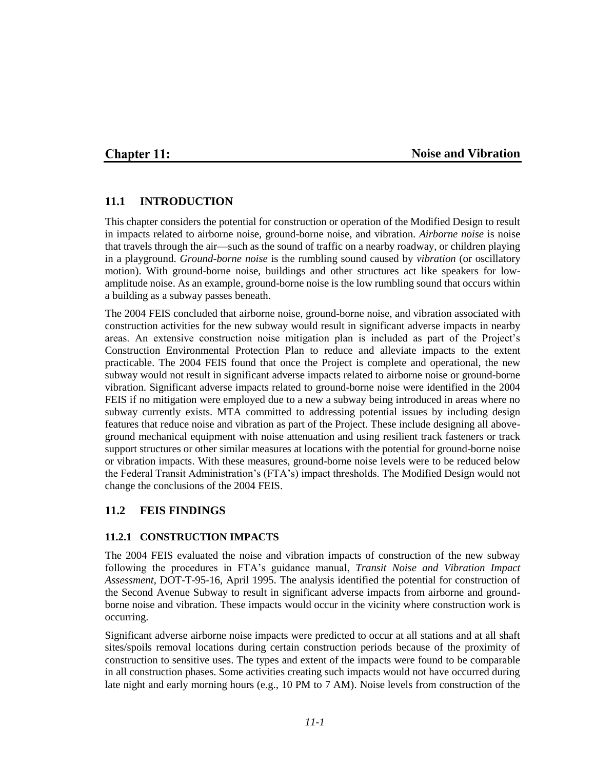# Chapter 11: Noise and Vibration

## 11.1 INTRODUCTION

This chapter considers the potential for construction or operation of the Modified Design to result in impacts related to airborne noise, ground-borne noise, and vibration. *Airborne noise* is noise that travels through the air—such as the sound of traffic on a nearby roadway, or children playing in a playground. *Ground-borne noise* is the rumbling sound caused by *vibration* (or oscillatory motion). With ground-borne noise, buildings and other structures act like speakers for low-amplitude noise. As an example, ground-borne noise is the low rumbling sound that occurs within a building as a subway passes beneath.

The 2004 FEIS concluded that airborne noise, ground-borne noise, and vibration associated with construction activities for the new subway would result in significant adverse impacts in nearby areas. An extensive construction noise mitigation plan is included as part of the Project's Construction Environmental Protection Plan to reduce and alleviate impacts to the extent practicable. The 2004 FEIS found that once the Project is complete and operational, the new subway would not result in significant adverse impacts related to airborne noise or ground-borne vibration. Significant adverse impacts related to ground-borne noise were identified in the 2004 FEIS if no mitigation were employed due to a new a subway being introduced in areas where no subway currently exists. MTA committed to addressing potential issues by including design features that reduce noise and vibration as part of the Project. These include designing all above-ground mechanical equipment with noise attenuation and using resilient track fasteners or track support structures or other similar measures at locations with the potential for ground-borne noise or vibration impacts. With these measures, ground-borne noise levels were to be reduced below the Federal Transit Administration's (FTA's) impact thresholds. The Modified Design would not change the conclusions of the 2004 FEIS.

## 11.2 FEIS FINDINGS

### 11.2.1 CONSTRUCTION IMPACTS

The 2004 FEIS evaluated the noise and vibration impacts of construction of the new subway following the procedures in FTA's guidance manual, *Transit Noise and Vibration Impact Assessment*, DOT-T-95-16, April 1995. The analysis identified the potential for construction of the Second Avenue Subway to result in significant adverse impacts from airborne and ground-borne noise and vibration. These impacts would occur in the vicinity where construction work is occurring.

Significant adverse airborne noise impacts were predicted to occur at all stations and at all shaft sites/spoils removal locations during certain construction periods because of the proximity of construction to sensitive uses. The types and extent of the impacts were found to be comparable in all construction phases. Some activities creating such impacts would not have occurred during late night and early morning hours (e.g., 10 PM to 7 AM). Noise levels from construction of the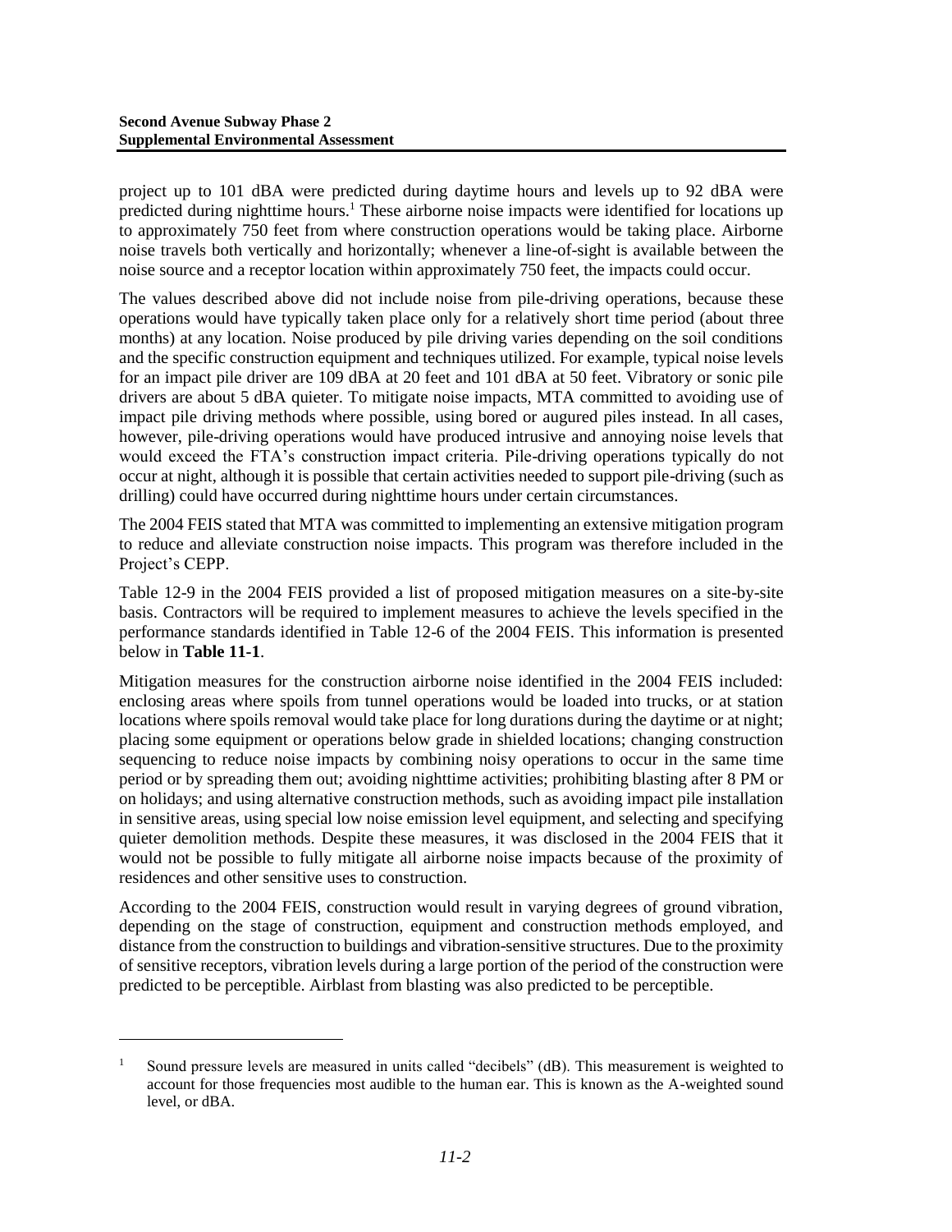project up to 101 dBA were predicted during daytime hours and levels up to 92 dBA were predicted during nighttime hours.[1] These airborne noise impacts were identified for locations up to approximately 750 feet from where construction operations would be taking place. Airborne noise travels both vertically and horizontally; whenever a line-of-sight is available between the noise source and a receptor location within approximately 750 feet, the impacts could occur.

The values described above did not include noise from pile-driving operations, because these operations would have typically taken place only for a relatively short time period (about three months) at any location. Noise produced by pile driving varies depending on the soil conditions and the specific construction equipment and techniques utilized. For example, typical noise levels for an impact pile driver are 109 dBA at 20 feet and 101 dBA at 50 feet. Vibratory or sonic pile drivers are about 5 dBA quieter. To mitigate noise impacts, MTA committed to avoiding use of impact pile driving methods where possible, using bored or augured piles instead. In all cases, however, pile-driving operations would have produced intrusive and annoying noise levels that would exceed the FTA's construction impact criteria. Pile-driving operations typically do not occur at night, although it is possible that certain activities needed to support pile-driving (such as drilling) could have occurred during nighttime hours under certain circumstances.

The 2004 FEIS stated that MTA was committed to implementing an extensive mitigation program to reduce and alleviate construction noise impacts. This program was therefore included in the Project's CEPP.

Table 12-9 in the 2004 FEIS provided a list of proposed mitigation measures on a site-by-site basis. Contractors will be required to implement measures to achieve the levels specified in the performance standards identified in Table 12-6 of the 2004 FEIS. This information is presented below in **Table 11-1**.

Mitigation measures for the construction airborne noise identified in the 2004 FEIS included: enclosing areas where spoils from tunnel operations would be loaded into trucks, or at station locations where spoils removal would take place for long durations during the daytime or at night; placing some equipment or operations below grade in shielded locations; changing construction sequencing to reduce noise impacts by combining noisy operations to occur in the same time period or by spreading them out; avoiding nighttime activities; prohibiting blasting after 8 PM or on holidays; and using alternative construction methods, such as avoiding impact pile installation in sensitive areas, using special low noise emission level equipment, and selecting and specifying quieter demolition methods. Despite these measures, it was disclosed in the 2004 FEIS that it would not be possible to fully mitigate all airborne noise impacts because of the proximity of residences and other sensitive uses to construction.

According to the 2004 FEIS, construction would result in varying degrees of ground vibration, depending on the stage of construction, equipment and construction methods employed, and distance from the construction to buildings and vibration-sensitive structures. Due to the proximity of sensitive receptors, vibration levels during a large portion of the period of the construction were predicted to be perceptible. Airblast from blasting was also predicted to be perceptible.

[1] Sound pressure levels are measured in units called "decibels" (dB). This measurement is weighted to account for those frequencies most audible to the human ear. This is known as the A-weighted sound level, or dBA.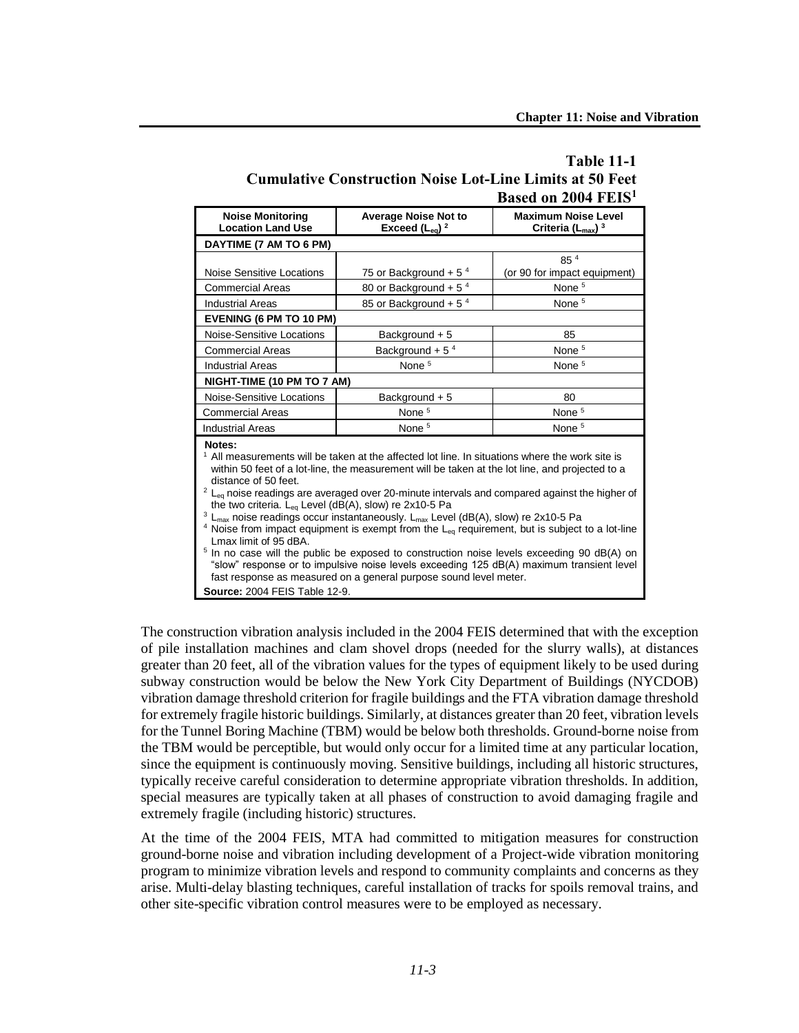**Table 11-1**
**Cumulative Construction Noise Lot-Line Limits at 50 Feet Based on 2004 FEIS[1]**

| Noise Monitoring Location Land Use | Average Noise Not to Exceed ($L_{eq}$) [2] | Maximum Noise Level Criteria ($L_{max}$) [3] |
|---|---|---|
| **DAYTIME (7 AM TO 6 PM)** | | |
| Noise Sensitive Locations | 75 or Background + 5 [4] | 85 [4] (or 90 for impact equipment) |
| Commercial Areas | 80 or Background + 5 [4] | None [5] |
| Industrial Areas | 85 or Background + 5 [4] | None [5] |
| **EVENING (6 PM TO 10 PM)** | | |
| Noise-Sensitive Locations | Background + 5 | 85 |
| Commercial Areas | Background + 5 [4] | None [5] |
| Industrial Areas | None [5] | None [5] |
| **NIGHT-TIME (10 PM TO 7 AM)** | | |
| Noise-Sensitive Locations | Background + 5 | 80 |
| Commercial Areas | None [5] | None [5] |
| Industrial Areas | None [5] | None [5] |

**Notes:**
[1] All measurements will be taken at the affected lot line. In situations where the work site is within 50 feet of a lot-line, the measurement will be taken at the lot line, and projected to a distance of 50 feet.
[2] $L_{eq}$ noise readings are averaged over 20-minute intervals and compared against the higher of the two criteria. $L_{eq}$ Level (dB(A), slow) re 2x10-5 Pa
[3] $L_{max}$ noise readings occur instantaneously. $L_{max}$ Level (dB(A), slow) re 2x10-5 Pa
[4] Noise from impact equipment is exempt from the $L_{eq}$ requirement, but is subject to a lot-line Lmax limit of 95 dBA.
[5] In no case will the public be exposed to construction noise levels exceeding 90 dB(A) on "slow" response or to impulsive noise levels exceeding 125 dB(A) maximum transient level fast response as measured on a general purpose sound level meter.
**Source:** 2004 FEIS Table 12-9.

The construction vibration analysis included in the 2004 FEIS determined that with the exception of pile installation machines and clam shovel drops (needed for the slurry walls), at distances greater than 20 feet, all of the vibration values for the types of equipment likely to be used during subway construction would be below the New York City Department of Buildings (NYCDOB) vibration damage threshold criterion for fragile buildings and the FTA vibration damage threshold for extremely fragile historic buildings. Similarly, at distances greater than 20 feet, vibration levels for the Tunnel Boring Machine (TBM) would be below both thresholds. Ground-borne noise from the TBM would be perceptible, but would only occur for a limited time at any particular location, since the equipment is continuously moving. Sensitive buildings, including all historic structures, typically receive careful consideration to determine appropriate vibration thresholds. In addition, special measures are typically taken at all phases of construction to avoid damaging fragile and extremely fragile (including historic) structures.

At the time of the 2004 FEIS, MTA had committed to mitigation measures for construction ground-borne noise and vibration including development of a Project-wide vibration monitoring program to minimize vibration levels and respond to community complaints and concerns as they arise. Multi-delay blasting techniques, careful installation of tracks for spoils removal trains, and other site-specific vibration control measures were to be employed as necessary.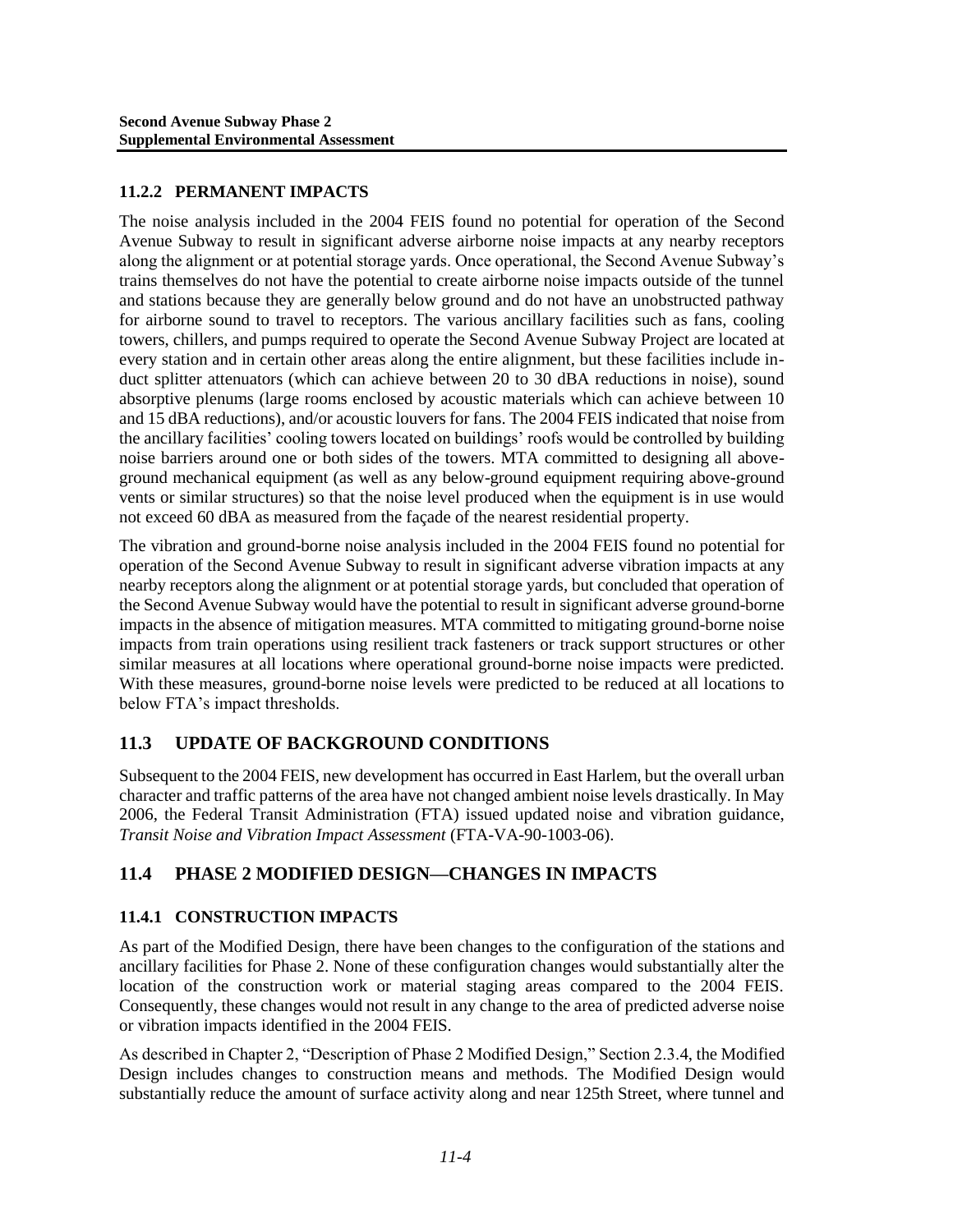### 11.2.2 PERMANENT IMPACTS

The noise analysis included in the 2004 FEIS found no potential for operation of the Second Avenue Subway to result in significant adverse airborne noise impacts at any nearby receptors along the alignment or at potential storage yards. Once operational, the Second Avenue Subway's trains themselves do not have the potential to create airborne noise impacts outside of the tunnel and stations because they are generally below ground and do not have an unobstructed pathway for airborne sound to travel to receptors. The various ancillary facilities such as fans, cooling towers, chillers, and pumps required to operate the Second Avenue Subway Project are located at every station and in certain other areas along the entire alignment, but these facilities include in-duct splitter attenuators (which can achieve between 20 to 30 dBA reductions in noise), sound absorptive plenums (large rooms enclosed by acoustic materials which can achieve between 10 and 15 dBA reductions), and/or acoustic louvers for fans. The 2004 FEIS indicated that noise from the ancillary facilities' cooling towers located on buildings' roofs would be controlled by building noise barriers around one or both sides of the towers. MTA committed to designing all above-ground mechanical equipment (as well as any below-ground equipment requiring above-ground vents or similar structures) so that the noise level produced when the equipment is in use would not exceed 60 dBA as measured from the façade of the nearest residential property.

The vibration and ground-borne noise analysis included in the 2004 FEIS found no potential for operation of the Second Avenue Subway to result in significant adverse vibration impacts at any nearby receptors along the alignment or at potential storage yards, but concluded that operation of the Second Avenue Subway would have the potential to result in significant adverse ground-borne impacts in the absence of mitigation measures. MTA committed to mitigating ground-borne noise impacts from train operations using resilient track fasteners or track support structures or other similar measures at all locations where operational ground-borne noise impacts were predicted. With these measures, ground-borne noise levels were predicted to be reduced at all locations to below FTA's impact thresholds.

## 11.3 UPDATE OF BACKGROUND CONDITIONS

Subsequent to the 2004 FEIS, new development has occurred in East Harlem, but the overall urban character and traffic patterns of the area have not changed ambient noise levels drastically. In May 2006, the Federal Transit Administration (FTA) issued updated noise and vibration guidance, *Transit Noise and Vibration Impact Assessment* (FTA-VA-90-1003-06).

## 11.4 PHASE 2 MODIFIED DESIGN—CHANGES IN IMPACTS

### 11.4.1 CONSTRUCTION IMPACTS

As part of the Modified Design, there have been changes to the configuration of the stations and ancillary facilities for Phase 2. None of these configuration changes would substantially alter the location of the construction work or material staging areas compared to the 2004 FEIS. Consequently, these changes would not result in any change to the area of predicted adverse noise or vibration impacts identified in the 2004 FEIS.

As described in Chapter 2, "Description of Phase 2 Modified Design," Section 2.3.4, the Modified Design includes changes to construction means and methods. The Modified Design would substantially reduce the amount of surface activity along and near 125th Street, where tunnel and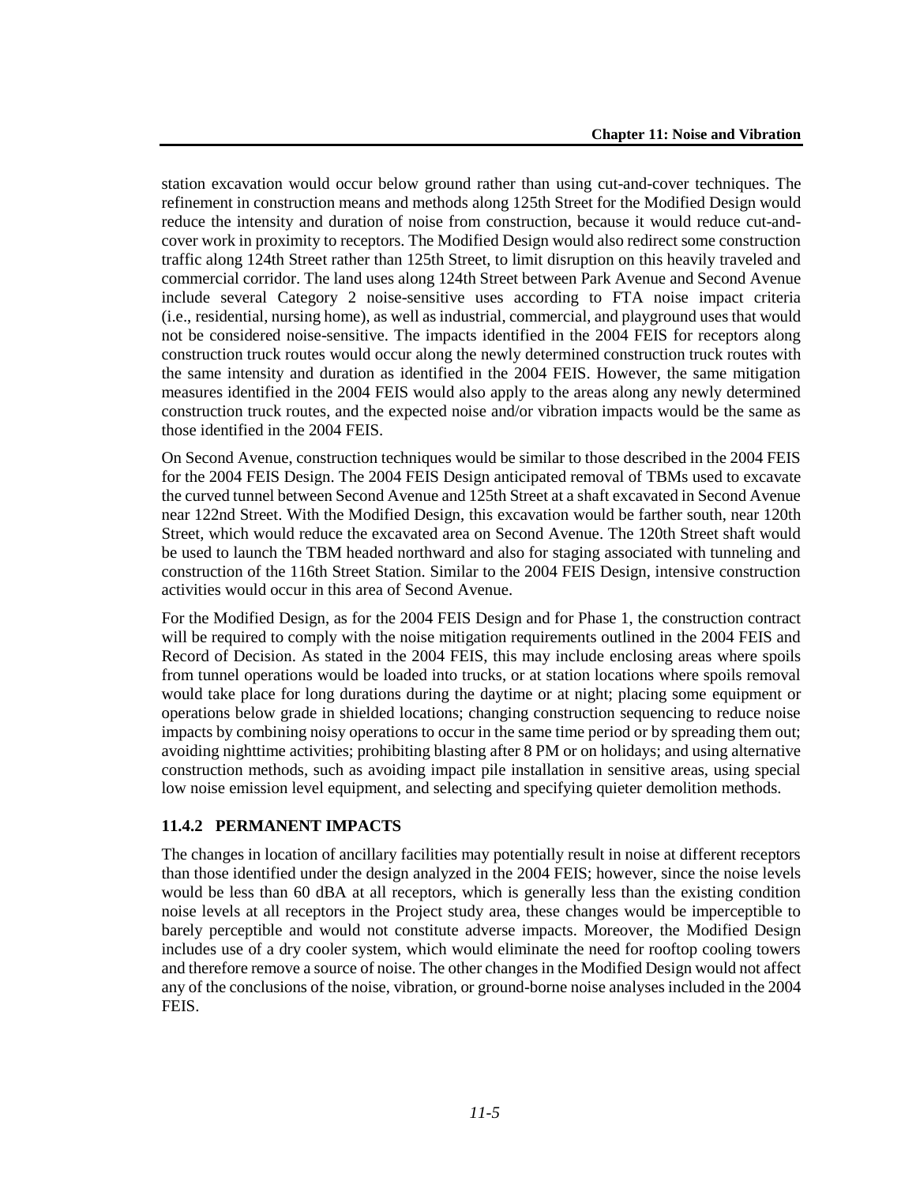station excavation would occur below ground rather than using cut-and-cover techniques. The refinement in construction means and methods along 125th Street for the Modified Design would reduce the intensity and duration of noise from construction, because it would reduce cut-and-cover work in proximity to receptors. The Modified Design would also redirect some construction traffic along 124th Street rather than 125th Street, to limit disruption on this heavily traveled and commercial corridor. The land uses along 124th Street between Park Avenue and Second Avenue include several Category 2 noise-sensitive uses according to FTA noise impact criteria (i.e., residential, nursing home), as well as industrial, commercial, and playground uses that would not be considered noise-sensitive. The impacts identified in the 2004 FEIS for receptors along construction truck routes would occur along the newly determined construction truck routes with the same intensity and duration as identified in the 2004 FEIS. However, the same mitigation measures identified in the 2004 FEIS would also apply to the areas along any newly determined construction truck routes, and the expected noise and/or vibration impacts would be the same as those identified in the 2004 FEIS.

On Second Avenue, construction techniques would be similar to those described in the 2004 FEIS for the 2004 FEIS Design. The 2004 FEIS Design anticipated removal of TBMs used to excavate the curved tunnel between Second Avenue and 125th Street at a shaft excavated in Second Avenue near 122nd Street. With the Modified Design, this excavation would be farther south, near 120th Street, which would reduce the excavated area on Second Avenue. The 120th Street shaft would be used to launch the TBM headed northward and also for staging associated with tunneling and construction of the 116th Street Station. Similar to the 2004 FEIS Design, intensive construction activities would occur in this area of Second Avenue.

For the Modified Design, as for the 2004 FEIS Design and for Phase 1, the construction contract will be required to comply with the noise mitigation requirements outlined in the 2004 FEIS and Record of Decision. As stated in the 2004 FEIS, this may include enclosing areas where spoils from tunnel operations would be loaded into trucks, or at station locations where spoils removal would take place for long durations during the daytime or at night; placing some equipment or operations below grade in shielded locations; changing construction sequencing to reduce noise impacts by combining noisy operations to occur in the same time period or by spreading them out; avoiding nighttime activities; prohibiting blasting after 8 PM or on holidays; and using alternative construction methods, such as avoiding impact pile installation in sensitive areas, using special low noise emission level equipment, and selecting and specifying quieter demolition methods.

### 11.4.2 PERMANENT IMPACTS

The changes in location of ancillary facilities may potentially result in noise at different receptors than those identified under the design analyzed in the 2004 FEIS; however, since the noise levels would be less than 60 dBA at all receptors, which is generally less than the existing condition noise levels at all receptors in the Project study area, these changes would be imperceptible to barely perceptible and would not constitute adverse impacts. Moreover, the Modified Design includes use of a dry cooler system, which would eliminate the need for rooftop cooling towers and therefore remove a source of noise. The other changes in the Modified Design would not affect any of the conclusions of the noise, vibration, or ground-borne noise analyses included in the 2004 FEIS.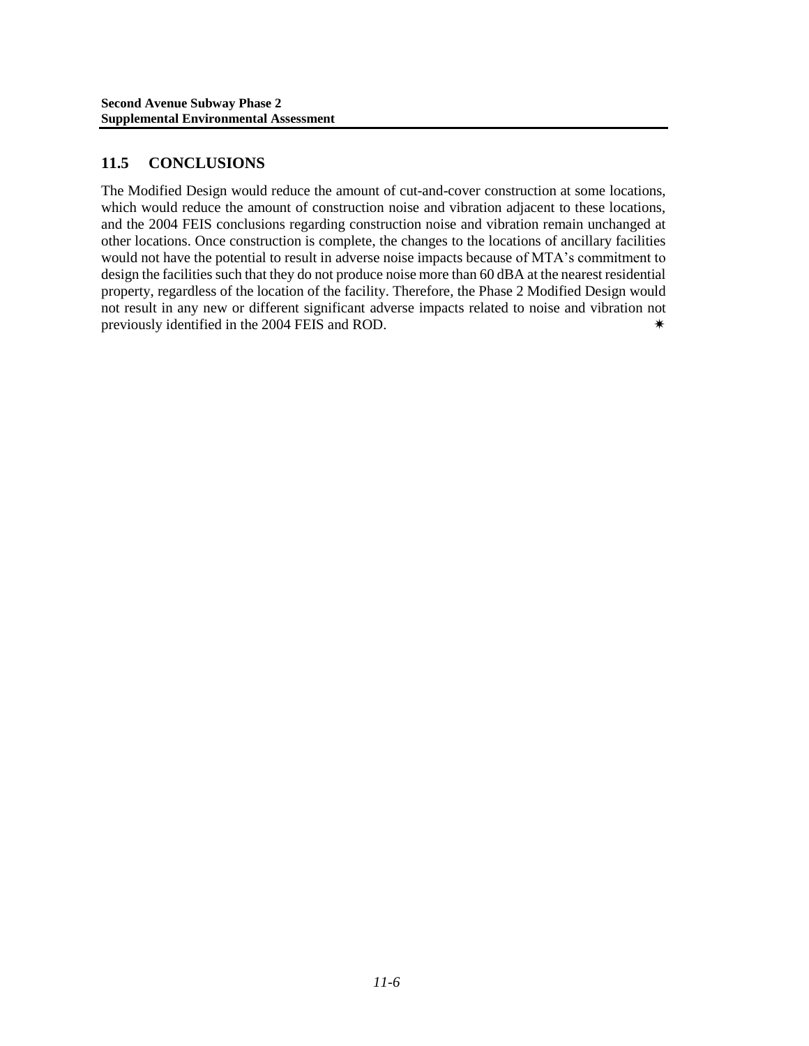## 11.5 CONCLUSIONS

The Modified Design would reduce the amount of cut-and-cover construction at some locations, which would reduce the amount of construction noise and vibration adjacent to these locations, and the 2004 FEIS conclusions regarding construction noise and vibration remain unchanged at other locations. Once construction is complete, the changes to the locations of ancillary facilities would not have the potential to result in adverse noise impacts because of MTA's commitment to design the facilities such that they do not produce noise more than 60 dBA at the nearest residential property, regardless of the location of the facility. Therefore, the Phase 2 Modified Design would not result in any new or different significant adverse impacts related to noise and vibration not previously identified in the 2004 FEIS and ROD. ✷